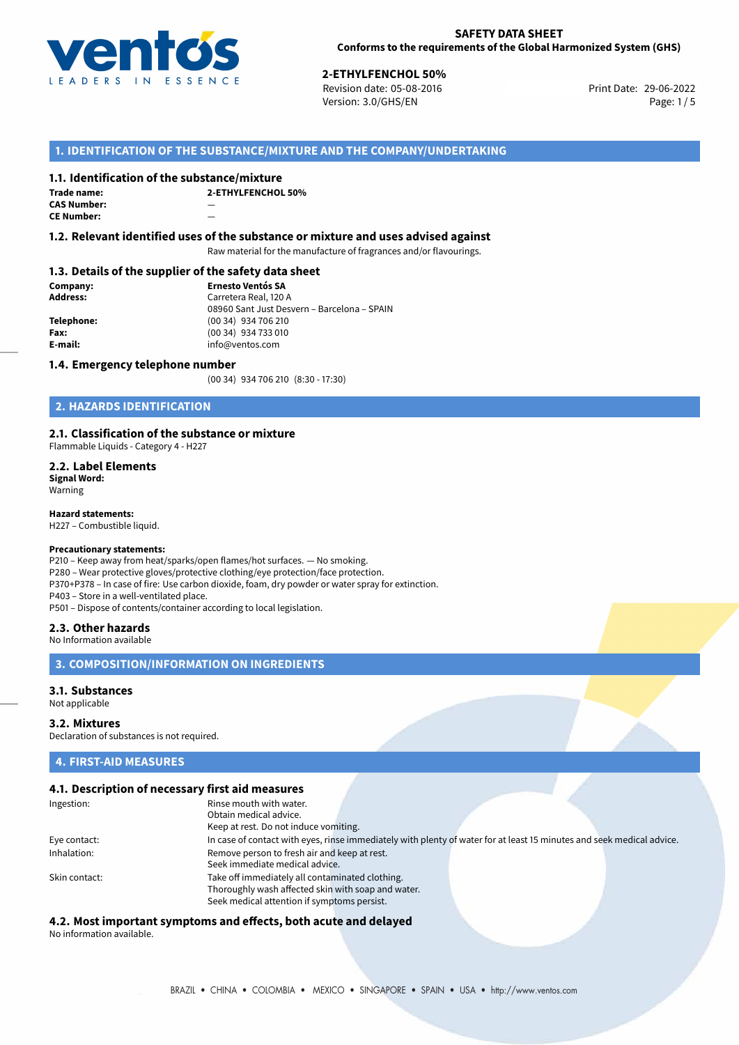**SAFETY DATA SHEET**
**Conforms to the requirements of the Global Harmonized System (GHS)**

**2-ETHYLFENCHOL 50%**
Revision date: 05-08-2016
Version: 3.0/GHS/EN
Print Date: 29-06-2022

## 1. IDENTIFICATION OF THE SUBSTANCE/MIXTURE AND THE COMPANY/UNDERTAKING

### 1.1. Identification of the substance/mixture

**Trade name:** 2-ETHYLFENCHOL 50%
**CAS Number:** —
**CE Number:** —

### 1.2. Relevant identified uses of the substance or mixture and uses advised against

Raw material for the manufacture of fragrances and/or flavourings.

### 1.3. Details of the supplier of the safety data sheet

**Company:** Ernesto Ventós SA
**Address:** Carretera Real, 120 A
08960 Sant Just Desvern – Barcelona – SPAIN
**Telephone:** (00 34) 934 706 210
**Fax:** (00 34) 934 733 010
**E-mail:** info@ventos.com

### 1.4. Emergency telephone number

(00 34) 934 706 210 (8:30 - 17:30)

## 2. HAZARDS IDENTIFICATION

### 2.1. Classification of the substance or mixture

Flammable Liquids - Category 4 - H227

### 2.2. Label Elements

**Signal Word:**
Warning

**Hazard statements:**
H227 – Combustible liquid.

**Precautionary statements:**
P210 – Keep away from heat/sparks/open flames/hot surfaces. — No smoking.
P280 – Wear protective gloves/protective clothing/eye protection/face protection.
P370+P378 – In case of fire: Use carbon dioxide, foam, dry powder or water spray for extinction.
P403 – Store in a well-ventilated place.
P501 – Dispose of contents/container according to local legislation.

### 2.3. Other hazards

No Information available

## 3. COMPOSITION/INFORMATION ON INGREDIENTS

### 3.1. Substances

Not applicable

### 3.2. Mixtures

Declaration of substances is not required.

## 4. FIRST-AID MEASURES

### 4.1. Description of necessary first aid measures

**Ingestion:** Rinse mouth with water.
Obtain medical advice.
Keep at rest. Do not induce vomiting.

**Eye contact:** In case of contact with eyes, rinse immediately with plenty of water for at least 15 minutes and seek medical advice.

**Inhalation:** Remove person to fresh air and keep at rest.
Seek immediate medical advice.

**Skin contact:** Take off immediately all contaminated clothing.
Thoroughly wash affected skin with soap and water.
Seek medical attention if symptoms persist.

### 4.2. Most important symptoms and effects, both acute and delayed

No information available.

BRAZIL • CHINA • COLOMBIA • MEXICO • SINGAPORE • SPAIN • USA • http://www.ventos.com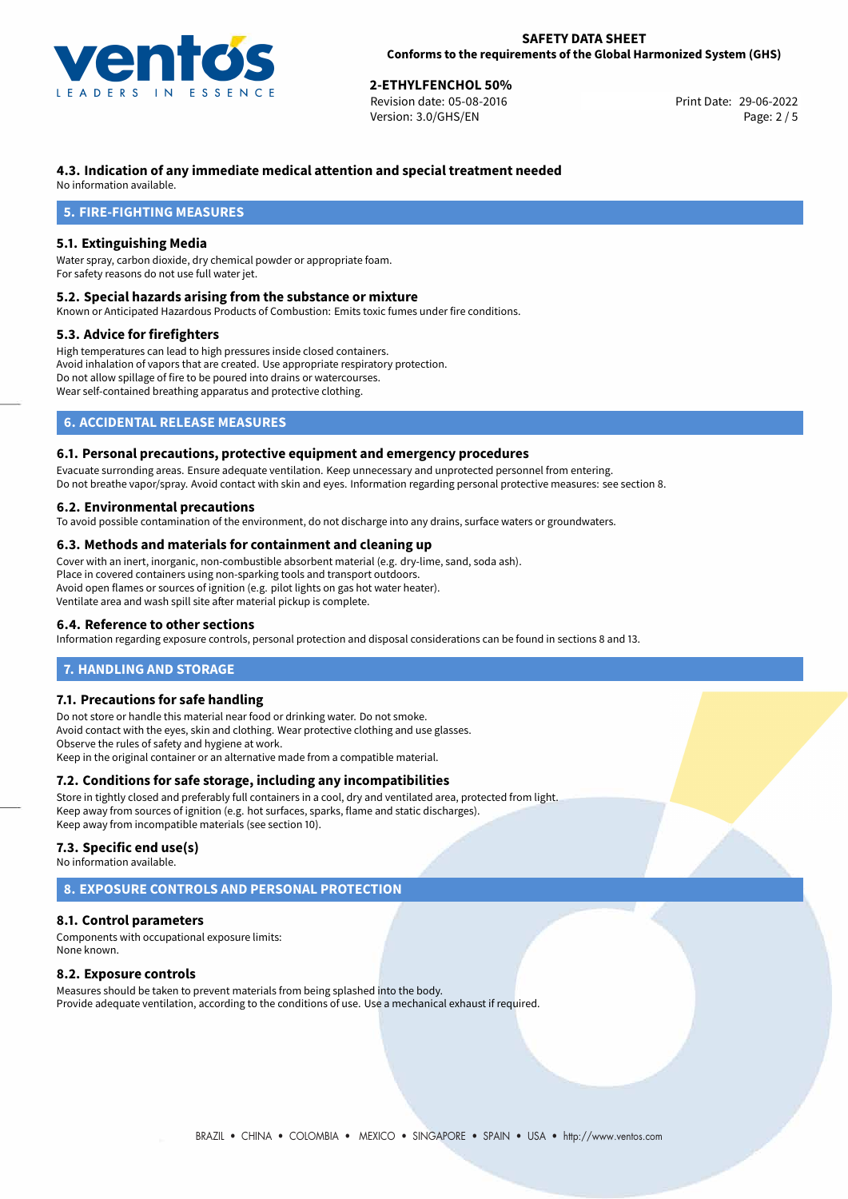### 4.3. Indication of any immediate medical attention and special treatment needed

No information available.

## 5. FIRE-FIGHTING MEASURES

### 5.1. Extinguishing Media

Water spray, carbon dioxide, dry chemical powder or appropriate foam.
For safety reasons do not use full water jet.

### 5.2. Special hazards arising from the substance or mixture

Known or Anticipated Hazardous Products of Combustion: Emits toxic fumes under fire conditions.

### 5.3. Advice for firefighters

High temperatures can lead to high pressures inside closed containers.
Avoid inhalation of vapors that are created. Use appropriate respiratory protection.
Do not allow spillage of fire to be poured into drains or watercourses.
Wear self-contained breathing apparatus and protective clothing.

## 6. ACCIDENTAL RELEASE MEASURES

### 6.1. Personal precautions, protective equipment and emergency procedures

Evacuate surronding areas. Ensure adequate ventilation. Keep unnecessary and unprotected personnel from entering.
Do not breathe vapor/spray. Avoid contact with skin and eyes. Information regarding personal protective measures: see section 8.

### 6.2. Environmental precautions

To avoid possible contamination of the environment, do not discharge into any drains, surface waters or groundwaters.

### 6.3. Methods and materials for containment and cleaning up

Cover with an inert, inorganic, non-combustible absorbent material (e.g. dry-lime, sand, soda ash).
Place in covered containers using non-sparking tools and transport outdoors.
Avoid open flames or sources of ignition (e.g. pilot lights on gas hot water heater).
Ventilate area and wash spill site after material pickup is complete.

### 6.4. Reference to other sections

Information regarding exposure controls, personal protection and disposal considerations can be found in sections 8 and 13.

## 7. HANDLING AND STORAGE

### 7.1. Precautions for safe handling

Do not store or handle this material near food or drinking water. Do not smoke.
Avoid contact with the eyes, skin and clothing. Wear protective clothing and use glasses.
Observe the rules of safety and hygiene at work.
Keep in the original container or an alternative made from a compatible material.

### 7.2. Conditions for safe storage, including any incompatibilities

Store in tightly closed and preferably full containers in a cool, dry and ventilated area, protected from light.
Keep away from sources of ignition (e.g. hot surfaces, sparks, flame and static discharges).
Keep away from incompatible materials (see section 10).

### 7.3. Specific end use(s)

No information available.

## 8. EXPOSURE CONTROLS AND PERSONAL PROTECTION

### 8.1. Control parameters

Components with occupational exposure limits:
None known.

### 8.2. Exposure controls

Measures should be taken to prevent materials from being splashed into the body.
Provide adequate ventilation, according to the conditions of use. Use a mechanical exhaust if required.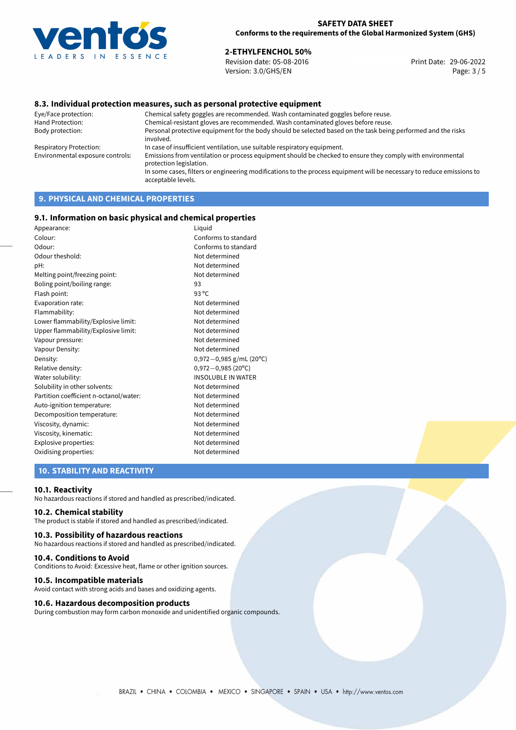### 8.3. Individual protection measures, such as personal protective equipment

| | |
|---|---|
| Eye/Face protection: | Chemical safety goggles are recommended. Wash contaminated goggles before reuse. |
| Hand Protection: | Chemical-resistant gloves are recommended. Wash contaminated gloves before reuse. |
| Body protection: | Personal protective equipment for the body should be selected based on the task being performed and the risks involved. |
| Respiratory Protection: | In case of insufficient ventilation, use suitable respiratory equipment. |
| Environmental exposure controls: | Emissions from ventilation or process equipment should be checked to ensure they comply with environmental protection legislation. In some cases, filters or engineering modifications to the process equipment will be necessary to reduce emissions to acceptable levels. |

## 9. PHYSICAL AND CHEMICAL PROPERTIES

### 9.1. Information on basic physical and chemical properties

| | |
|---|---|
| Appearance: | Liquid |
| Colour: | Conforms to standard |
| Odour: | Conforms to standard |
| Odour theshold: | Not determined |
| pH: | Not determined |
| Melting point/freezing point: | Not determined |
| Boling point/boiling range: | 93 |
| Flash point: | 93 °C |
| Evaporation rate: | Not determined |
| Flammability: | Not determined |
| Lower flammability/Explosive limit: | Not determined |
| Upper flammability/Explosive limit: | Not determined |
| Vapour pressure: | Not determined |
| Vapour Density: | Not determined |
| Density: | 0,972−0,985 g/mL (20°C) |
| Relative density: | 0,972−0,985 (20°C) |
| Water solubility: | INSOLUBLE IN WATER |
| Solubility in other solvents: | Not determined |
| Partition coefficient n-octanol/water: | Not determined |
| Auto-ignition temperature: | Not determined |
| Decomposition temperature: | Not determined |
| Viscosity, dynamic: | Not determined |
| Viscosity, kinematic: | Not determined |
| Explosive properties: | Not determined |
| Oxidising properties: | Not determined |

## 10. STABILITY AND REACTIVITY

### 10.1. Reactivity

No hazardous reactions if stored and handled as prescribed/indicated.

### 10.2. Chemical stability

The product is stable if stored and handled as prescribed/indicated.

### 10.3. Possibility of hazardous reactions

No hazardous reactions if stored and handled as prescribed/indicated.

### 10.4. Conditions to Avoid

Conditions to Avoid: Excessive heat, flame or other ignition sources.

### 10.5. Incompatible materials

Avoid contact with strong acids and bases and oxidizing agents.

### 10.6. Hazardous decomposition products

During combustion may form carbon monoxide and unidentified organic compounds.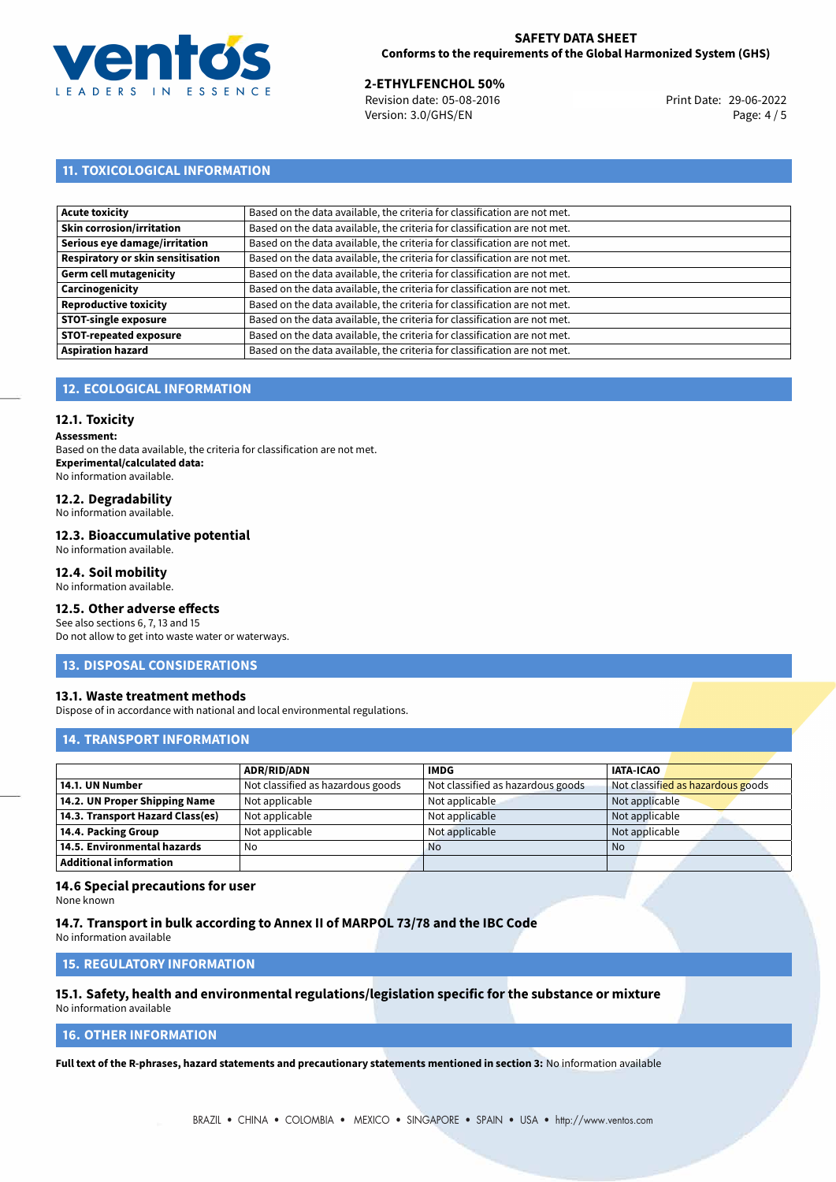## 11. TOXICOLOGICAL INFORMATION

| | |
|---|---|
| **Acute toxicity** | Based on the data available, the criteria for classification are not met. |
| **Skin corrosion/irritation** | Based on the data available, the criteria for classification are not met. |
| **Serious eye damage/irritation** | Based on the data available, the criteria for classification are not met. |
| **Respiratory or skin sensitisation** | Based on the data available, the criteria for classification are not met. |
| **Germ cell mutagenicity** | Based on the data available, the criteria for classification are not met. |
| **Carcinogenicity** | Based on the data available, the criteria for classification are not met. |
| **Reproductive toxicity** | Based on the data available, the criteria for classification are not met. |
| **STOT-single exposure** | Based on the data available, the criteria for classification are not met. |
| **STOT-repeated exposure** | Based on the data available, the criteria for classification are not met. |
| **Aspiration hazard** | Based on the data available, the criteria for classification are not met. |

## 12. ECOLOGICAL INFORMATION

### 12.1. Toxicity

**Assessment:**
Based on the data available, the criteria for classification are not met.
**Experimental/calculated data:**
No information available.

### 12.2. Degradability

No information available.

### 12.3. Bioaccumulative potential

No information available.

### 12.4. Soil mobility

No information available.

### 12.5. Other adverse effects

See also sections 6, 7, 13 and 15
Do not allow to get into waste water or waterways.

## 13. DISPOSAL CONSIDERATIONS

### 13.1. Waste treatment methods

Dispose of in accordance with national and local environmental regulations.

## 14. TRANSPORT INFORMATION

| | ADR/RID/ADN | IMDG | IATA-ICAO |
|---|---|---|---|
| **14.1. UN Number** | Not classified as hazardous goods | Not classified as hazardous goods | Not classified as hazardous goods |
| **14.2. UN Proper Shipping Name** | Not applicable | Not applicable | Not applicable |
| **14.3. Transport Hazard Class(es)** | Not applicable | Not applicable | Not applicable |
| **14.4. Packing Group** | Not applicable | Not applicable | Not applicable |
| **14.5. Environmental hazards** | No | No | No |
| **Additional information** | | | |

### 14.6 Special precautions for user

None known

### 14.7. Transport in bulk according to Annex II of MARPOL 73/78 and the IBC Code

No information available

## 15. REGULATORY INFORMATION

### 15.1. Safety, health and environmental regulations/legislation specific for the substance or mixture

No information available

## 16. OTHER INFORMATION

**Full text of the R-phrases, hazard statements and precautionary statements mentioned in section 3:** No information available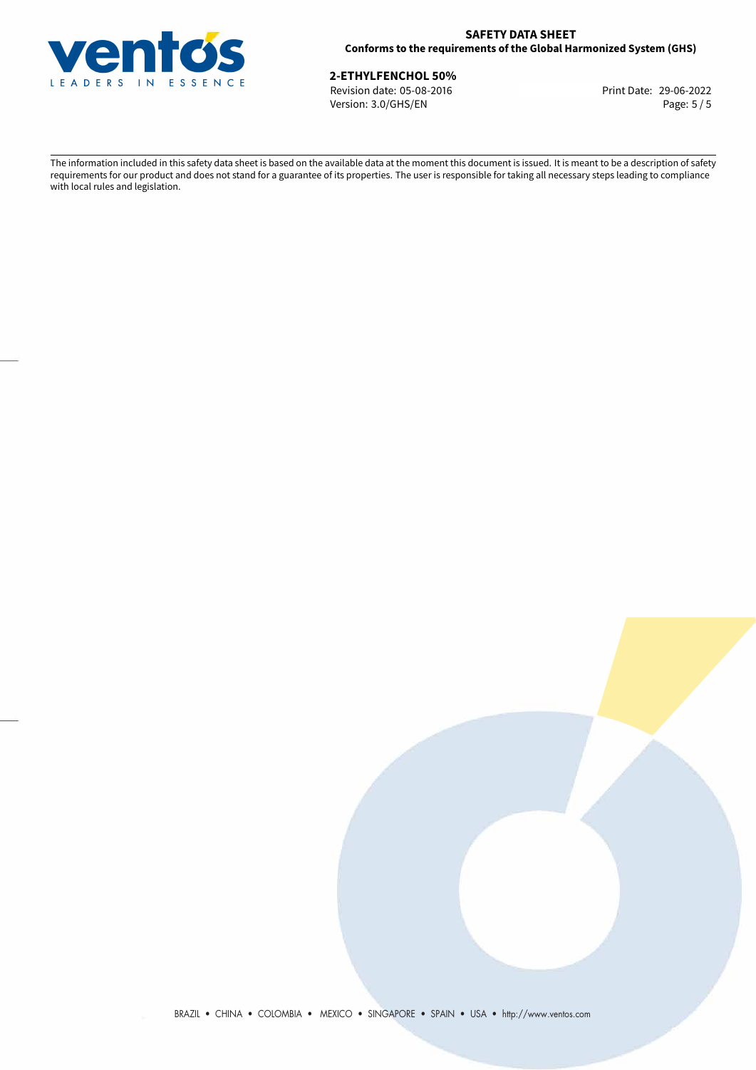The information included in this safety data sheet is based on the available data at the moment this document is issued. It is meant to be a description of safety requirements for our product and does not stand for a guarantee of its properties. The user is responsible for taking all necessary steps leading to compliance with local rules and legislation.